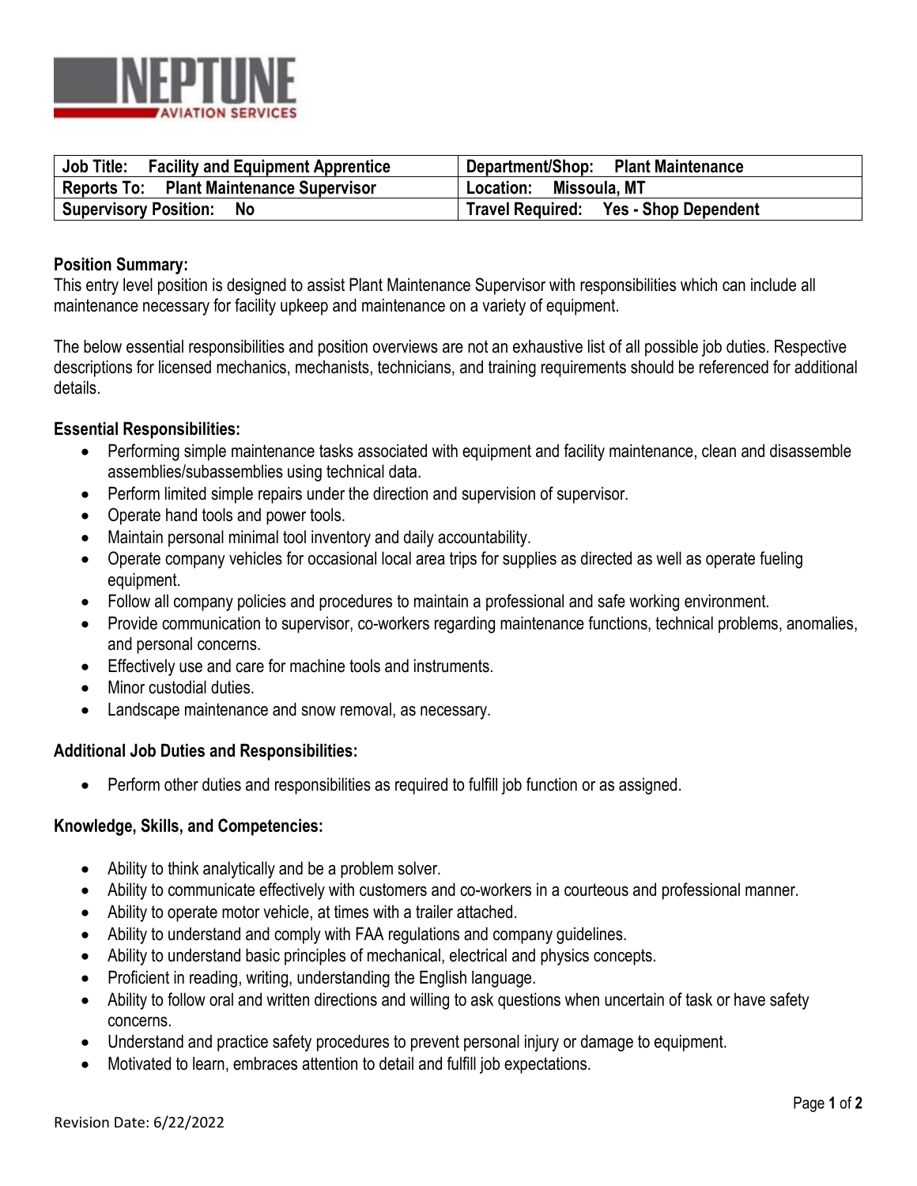NEPTUNE AVIATION SERVICES

| Job Title: Facility and Equipment Apprentice | Department/Shop: Plant Maintenance |
|---|---|
| Reports To: Plant Maintenance Supervisor | Location: Missoula, MT |
| Supervisory Position: No | Travel Required: Yes - Shop Dependent |

**Position Summary:**

This entry level position is designed to assist Plant Maintenance Supervisor with responsibilities which can include all maintenance necessary for facility upkeep and maintenance on a variety of equipment.

The below essential responsibilities and position overviews are not an exhaustive list of all possible job duties. Respective descriptions for licensed mechanics, mechanists, technicians, and training requirements should be referenced for additional details.

**Essential Responsibilities:**

- Performing simple maintenance tasks associated with equipment and facility maintenance, clean and disassemble assemblies/subassemblies using technical data.
- Perform limited simple repairs under the direction and supervision of supervisor.
- Operate hand tools and power tools.
- Maintain personal minimal tool inventory and daily accountability.
- Operate company vehicles for occasional local area trips for supplies as directed as well as operate fueling equipment.
- Follow all company policies and procedures to maintain a professional and safe working environment.
- Provide communication to supervisor, co-workers regarding maintenance functions, technical problems, anomalies, and personal concerns.
- Effectively use and care for machine tools and instruments.
- Minor custodial duties.
- Landscape maintenance and snow removal, as necessary.

**Additional Job Duties and Responsibilities:**

- Perform other duties and responsibilities as required to fulfill job function or as assigned.

**Knowledge, Skills, and Competencies:**

- Ability to think analytically and be a problem solver.
- Ability to communicate effectively with customers and co-workers in a courteous and professional manner.
- Ability to operate motor vehicle, at times with a trailer attached.
- Ability to understand and comply with FAA regulations and company guidelines.
- Ability to understand basic principles of mechanical, electrical and physics concepts.
- Proficient in reading, writing, understanding the English language.
- Ability to follow oral and written directions and willing to ask questions when uncertain of task or have safety concerns.
- Understand and practice safety procedures to prevent personal injury or damage to equipment.
- Motivated to learn, embraces attention to detail and fulfill job expectations.

Revision Date: 6/22/2022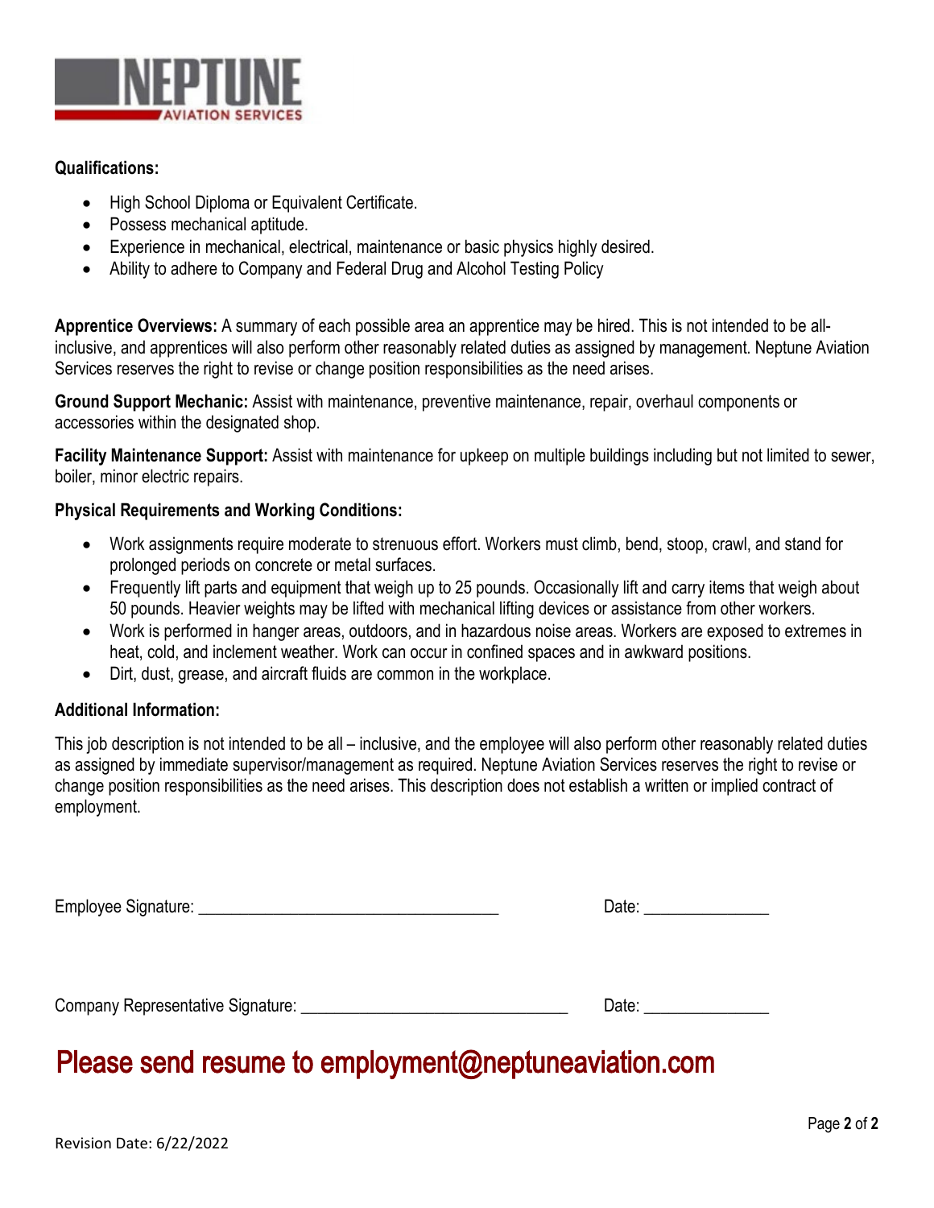**Qualifications:**

- High School Diploma or Equivalent Certificate.
- Possess mechanical aptitude.
- Experience in mechanical, electrical, maintenance or basic physics highly desired.
- Ability to adhere to Company and Federal Drug and Alcohol Testing Policy

**Apprentice Overviews:** A summary of each possible area an apprentice may be hired. This is not intended to be all-inclusive, and apprentices will also perform other reasonably related duties as assigned by management. Neptune Aviation Services reserves the right to revise or change position responsibilities as the need arises.

**Ground Support Mechanic:** Assist with maintenance, preventive maintenance, repair, overhaul components or accessories within the designated shop.

**Facility Maintenance Support:** Assist with maintenance for upkeep on multiple buildings including but not limited to sewer, boiler, minor electric repairs.

**Physical Requirements and Working Conditions:**

- Work assignments require moderate to strenuous effort. Workers must climb, bend, stoop, crawl, and stand for prolonged periods on concrete or metal surfaces.
- Frequently lift parts and equipment that weigh up to 25 pounds. Occasionally lift and carry items that weigh about 50 pounds. Heavier weights may be lifted with mechanical lifting devices or assistance from other workers.
- Work is performed in hanger areas, outdoors, and in hazardous noise areas. Workers are exposed to extremes in heat, cold, and inclement weather. Work can occur in confined spaces and in awkward positions.
- Dirt, dust, grease, and aircraft fluids are common in the workplace.

**Additional Information:**

This job description is not intended to be all – inclusive, and the employee will also perform other reasonably related duties as assigned by immediate supervisor/management as required. Neptune Aviation Services reserves the right to revise or change position responsibilities as the need arises. This description does not establish a written or implied contract of employment.

Employee Signature: ___________________________________ Date: _______________

Company Representative Signature: _______________________________ Date: _______________

## Please send resume to employment@neptuneaviation.com

Revision Date: 6/22/2022